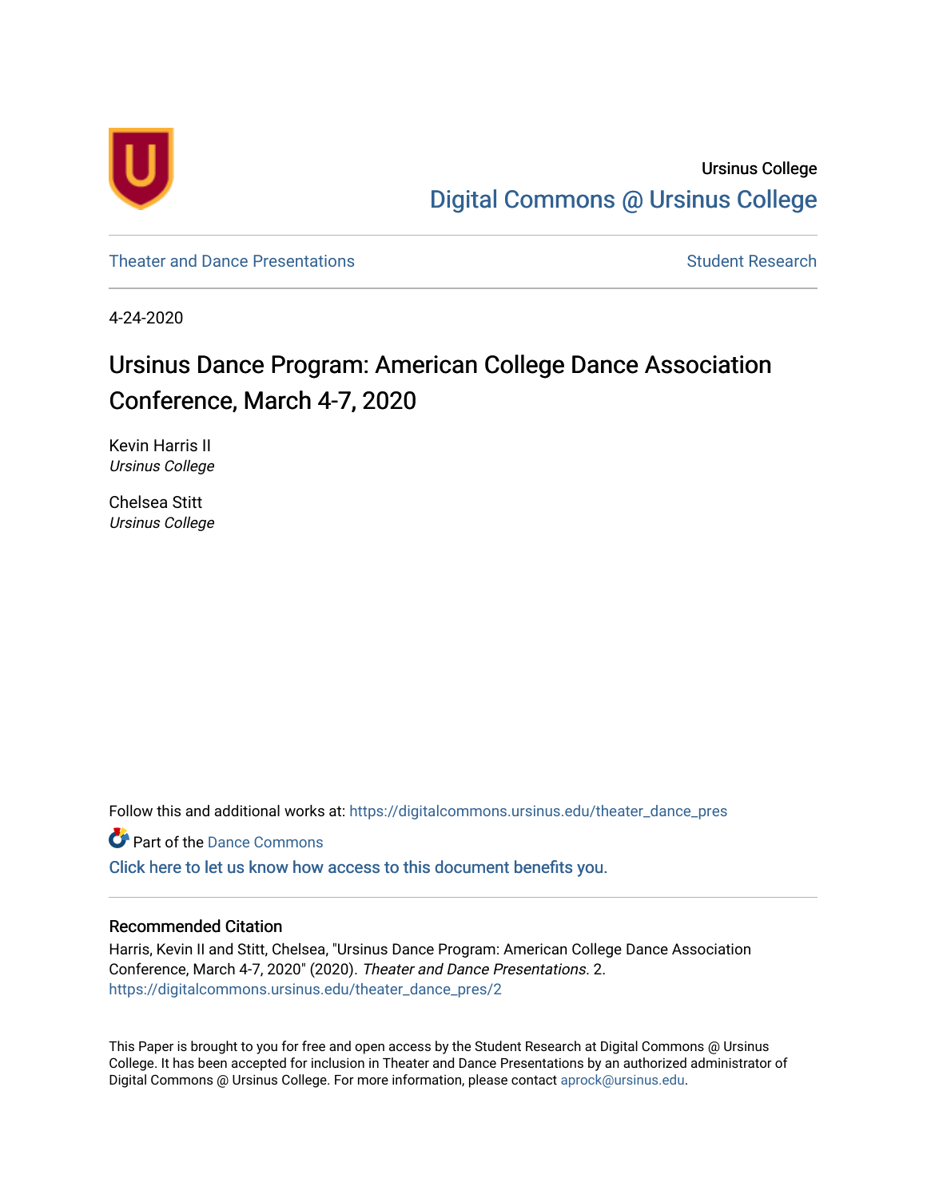Ursinus College

Digital Commons @ Ursinus College

Theater and Dance Presentations | Student Research

4-24-2020

# Ursinus Dance Program: American College Dance Association Conference, March 4-7, 2020

Kevin Harris II
*Ursinus College*

Chelsea Stitt
*Ursinus College*

Follow this and additional works at: https://digitalcommons.ursinus.edu/theater_dance_pres

Part of the Dance Commons

Click here to let us know how access to this document benefits you.

## Recommended Citation

Harris, Kevin II and Stitt, Chelsea, "Ursinus Dance Program: American College Dance Association Conference, March 4-7, 2020" (2020). *Theater and Dance Presentations*. 2.
https://digitalcommons.ursinus.edu/theater_dance_pres/2

This Paper is brought to you for free and open access by the Student Research at Digital Commons @ Ursinus College. It has been accepted for inclusion in Theater and Dance Presentations by an authorized administrator of Digital Commons @ Ursinus College. For more information, please contact aprock@ursinus.edu.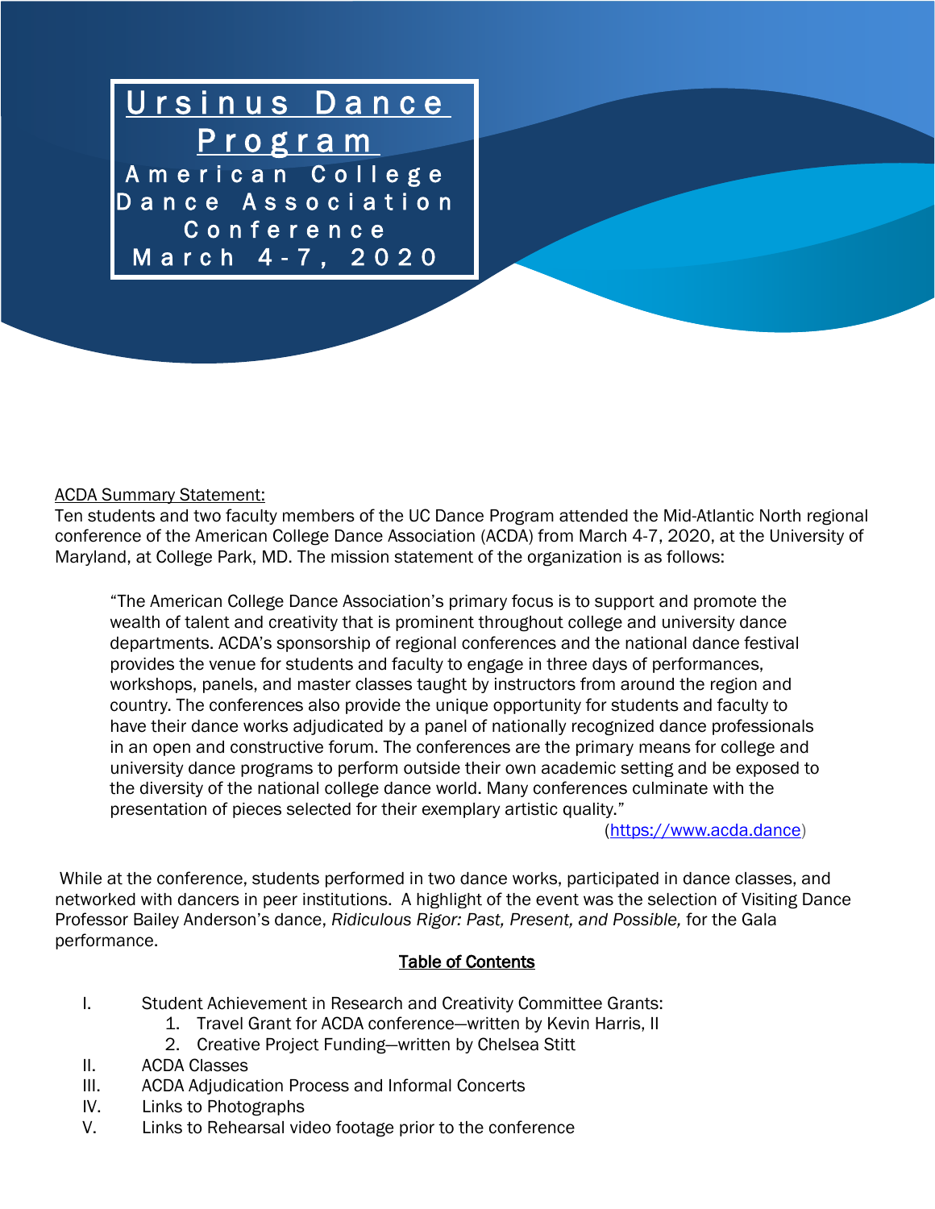# Ursinus Dance Program

## American College Dance Association Conference March 4-7, 2020

ACDA Summary Statement:

Ten students and two faculty members of the UC Dance Program attended the Mid-Atlantic North regional conference of the American College Dance Association (ACDA) from March 4-7, 2020, at the University of Maryland, at College Park, MD. The mission statement of the organization is as follows:

> "The American College Dance Association's primary focus is to support and promote the wealth of talent and creativity that is prominent throughout college and university dance departments. ACDA's sponsorship of regional conferences and the national dance festival provides the venue for students and faculty to engage in three days of performances, workshops, panels, and master classes taught by instructors from around the region and country. The conferences also provide the unique opportunity for students and faculty to have their dance works adjudicated by a panel of nationally recognized dance professionals in an open and constructive forum. The conferences are the primary means for college and university dance programs to perform outside their own academic setting and be exposed to the diversity of the national college dance world. Many conferences culminate with the presentation of pieces selected for their exemplary artistic quality."
>
> (https://www.acda.dance)

While at the conference, students performed in two dance works, participated in dance classes, and networked with dancers in peer institutions. A highlight of the event was the selection of Visiting Dance Professor Bailey Anderson's dance, *Ridiculous Rigor: Past, Present, and Possible,* for the Gala performance.

## Table of Contents

I. Student Achievement in Research and Creativity Committee Grants:
   1. Travel Grant for ACDA conference—written by Kevin Harris, II
   2. Creative Project Funding—written by Chelsea Stitt

II. ACDA Classes

III. ACDA Adjudication Process and Informal Concerts

IV. Links to Photographs

V. Links to Rehearsal video footage prior to the conference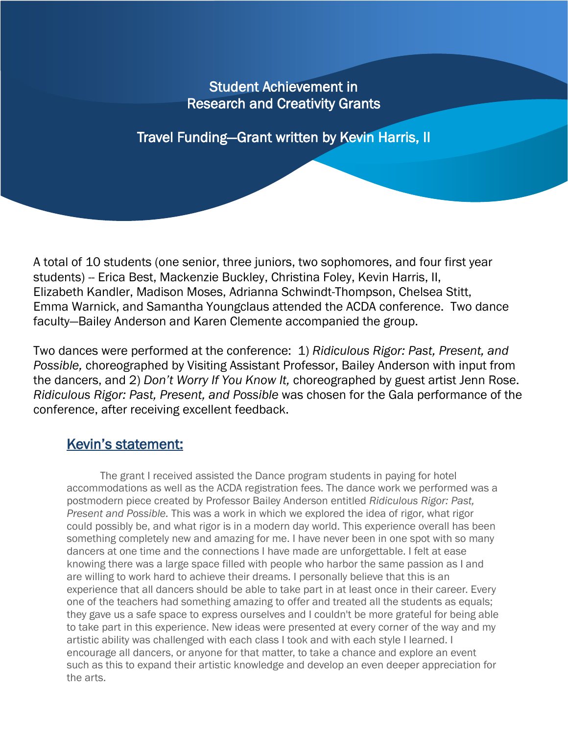# Student Achievement in Research and Creativity Grants

## Travel Funding—Grant written by Kevin Harris, II

A total of 10 students (one senior, three juniors, two sophomores, and four first year students) -- Erica Best, Mackenzie Buckley, Christina Foley, Kevin Harris, II, Elizabeth Kandler, Madison Moses, Adrianna Schwindt-Thompson, Chelsea Stitt, Emma Warnick, and Samantha Youngclaus attended the ACDA conference. Two dance faculty—Bailey Anderson and Karen Clemente accompanied the group.

Two dances were performed at the conference: 1) *Ridiculous Rigor: Past, Present, and Possible,* choreographed by Visiting Assistant Professor, Bailey Anderson with input from the dancers, and 2) *Don't Worry If You Know It,* choreographed by guest artist Jenn Rose. *Ridiculous Rigor: Past, Present, and Possible* was chosen for the Gala performance of the conference, after receiving excellent feedback.

### Kevin's statement:

The grant I received assisted the Dance program students in paying for hotel accommodations as well as the ACDA registration fees. The dance work we performed was a postmodern piece created by Professor Bailey Anderson entitled *Ridiculous Rigor: Past, Present and Possible.* This was a work in which we explored the idea of rigor, what rigor could possibly be, and what rigor is in a modern day world. This experience overall has been something completely new and amazing for me. I have never been in one spot with so many dancers at one time and the connections I have made are unforgettable. I felt at ease knowing there was a large space filled with people who harbor the same passion as I and are willing to work hard to achieve their dreams. I personally believe that this is an experience that all dancers should be able to take part in at least once in their career. Every one of the teachers had something amazing to offer and treated all the students as equals; they gave us a safe space to express ourselves and I couldn't be more grateful for being able to take part in this experience. New ideas were presented at every corner of the way and my artistic ability was challenged with each class I took and with each style I learned. I encourage all dancers, or anyone for that matter, to take a chance and explore an event such as this to expand their artistic knowledge and develop an even deeper appreciation for the arts.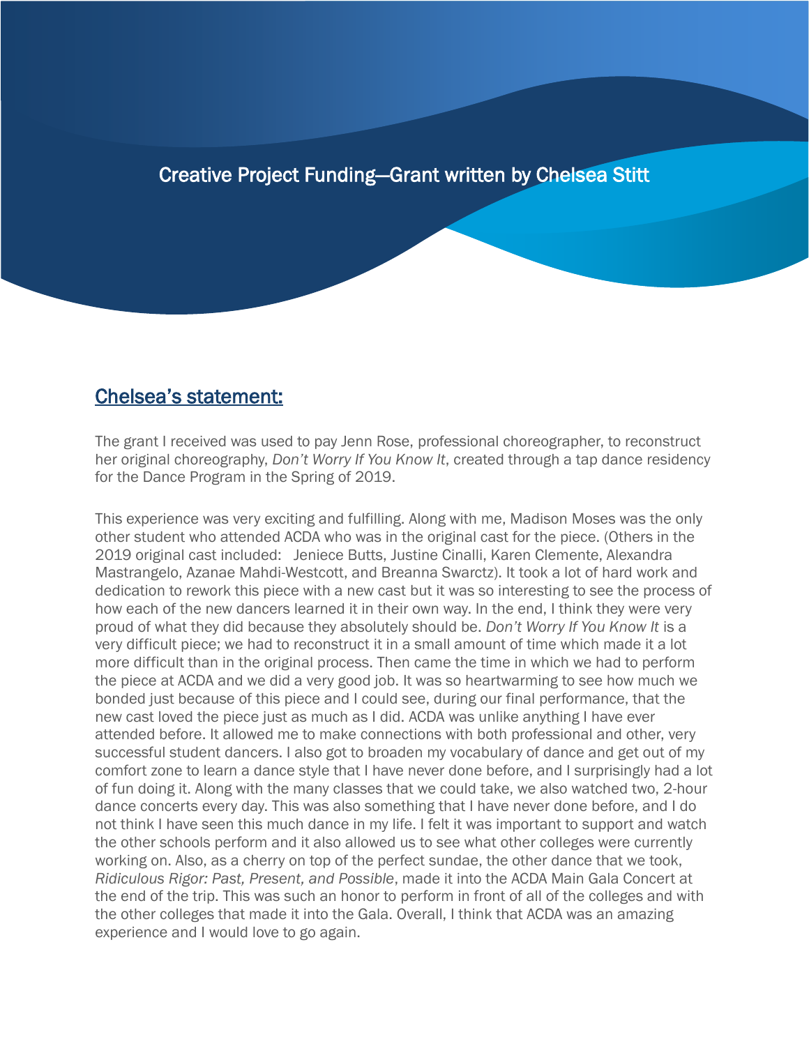# Creative Project Funding—Grant written by Chelsea Stitt

## Chelsea's statement:

The grant I received was used to pay Jenn Rose, professional choreographer, to reconstruct her original choreography, *Don't Worry If You Know It*, created through a tap dance residency for the Dance Program in the Spring of 2019.

This experience was very exciting and fulfilling. Along with me, Madison Moses was the only other student who attended ACDA who was in the original cast for the piece. (Others in the 2019 original cast included: Jeniece Butts, Justine Cinalli, Karen Clemente, Alexandra Mastrangelo, Azanae Mahdi-Westcott, and Breanna Swarctz). It took a lot of hard work and dedication to rework this piece with a new cast but it was so interesting to see the process of how each of the new dancers learned it in their own way. In the end, I think they were very proud of what they did because they absolutely should be. *Don't Worry If You Know It* is a very difficult piece; we had to reconstruct it in a small amount of time which made it a lot more difficult than in the original process. Then came the time in which we had to perform the piece at ACDA and we did a very good job. It was so heartwarming to see how much we bonded just because of this piece and I could see, during our final performance, that the new cast loved the piece just as much as I did. ACDA was unlike anything I have ever attended before. It allowed me to make connections with both professional and other, very successful student dancers. I also got to broaden my vocabulary of dance and get out of my comfort zone to learn a dance style that I have never done before, and I surprisingly had a lot of fun doing it. Along with the many classes that we could take, we also watched two, 2-hour dance concerts every day. This was also something that I have never done before, and I do not think I have seen this much dance in my life. I felt it was important to support and watch the other schools perform and it also allowed us to see what other colleges were currently working on. Also, as a cherry on top of the perfect sundae, the other dance that we took, *Ridiculous Rigor: Past, Present, and Possible*, made it into the ACDA Main Gala Concert at the end of the trip. This was such an honor to perform in front of all of the colleges and with the other colleges that made it into the Gala. Overall, I think that ACDA was an amazing experience and I would love to go again.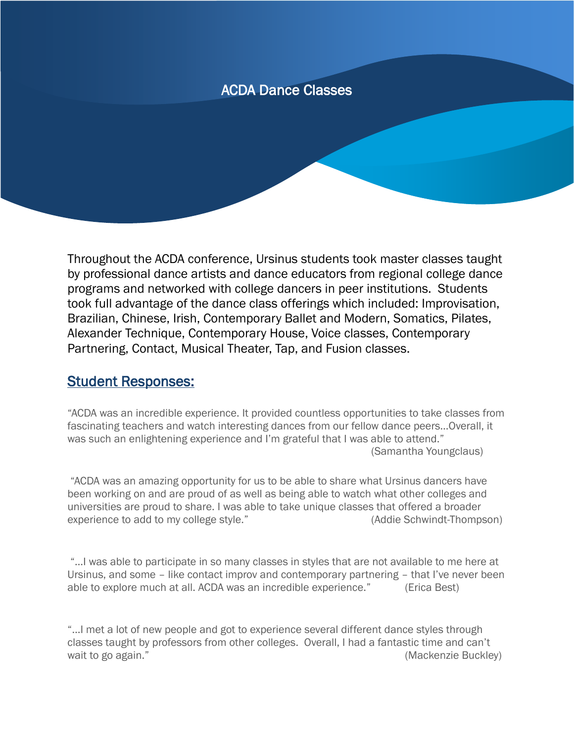# ACDA Dance Classes

Throughout the ACDA conference, Ursinus students took master classes taught by professional dance artists and dance educators from regional college dance programs and networked with college dancers in peer institutions. Students took full advantage of the dance class offerings which included: Improvisation, Brazilian, Chinese, Irish, Contemporary Ballet and Modern, Somatics, Pilates, Alexander Technique, Contemporary House, Voice classes, Contemporary Partnering, Contact, Musical Theater, Tap, and Fusion classes.

## Student Responses:

"ACDA was an incredible experience. It provided countless opportunities to take classes from fascinating teachers and watch interesting dances from our fellow dance peers…Overall, it was such an enlightening experience and I'm grateful that I was able to attend."
(Samantha Youngclaus)

"ACDA was an amazing opportunity for us to be able to share what Ursinus dancers have been working on and are proud of as well as being able to watch what other colleges and universities are proud to share. I was able to take unique classes that offered a broader experience to add to my college style." (Addie Schwindt-Thompson)

"…I was able to participate in so many classes in styles that are not available to me here at Ursinus, and some – like contact improv and contemporary partnering – that I've never been able to explore much at all. ACDA was an incredible experience." (Erica Best)

"…I met a lot of new people and got to experience several different dance styles through classes taught by professors from other colleges. Overall, I had a fantastic time and can't wait to go again." (Mackenzie Buckley)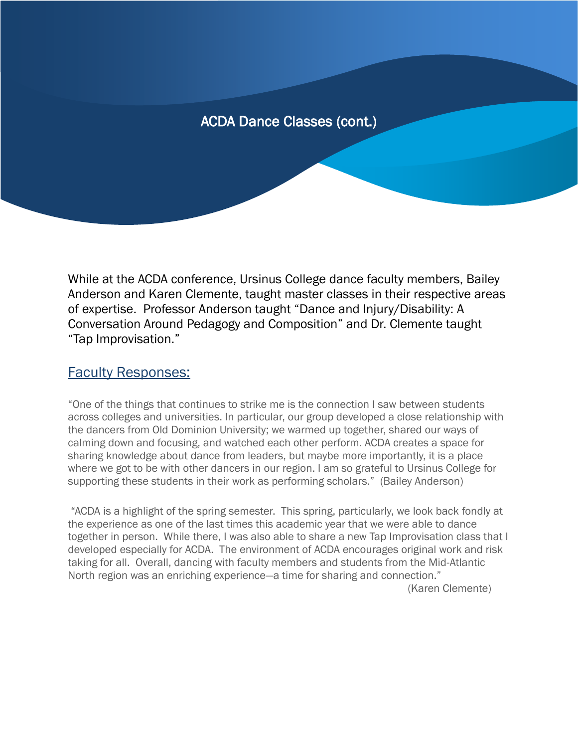# ACDA Dance Classes (cont.)

While at the ACDA conference, Ursinus College dance faculty members, Bailey Anderson and Karen Clemente, taught master classes in their respective areas of expertise. Professor Anderson taught "Dance and Injury/Disability: A Conversation Around Pedagogy and Composition" and Dr. Clemente taught "Tap Improvisation."

## Faculty Responses:

"One of the things that continues to strike me is the connection I saw between students across colleges and universities. In particular, our group developed a close relationship with the dancers from Old Dominion University; we warmed up together, shared our ways of calming down and focusing, and watched each other perform. ACDA creates a space for sharing knowledge about dance from leaders, but maybe more importantly, it is a place where we got to be with other dancers in our region. I am so grateful to Ursinus College for supporting these students in their work as performing scholars." (Bailey Anderson)

"ACDA is a highlight of the spring semester. This spring, particularly, we look back fondly at the experience as one of the last times this academic year that we were able to dance together in person. While there, I was also able to share a new Tap Improvisation class that I developed especially for ACDA. The environment of ACDA encourages original work and risk taking for all. Overall, dancing with faculty members and students from the Mid-Atlantic North region was an enriching experience—a time for sharing and connection."

(Karen Clemente)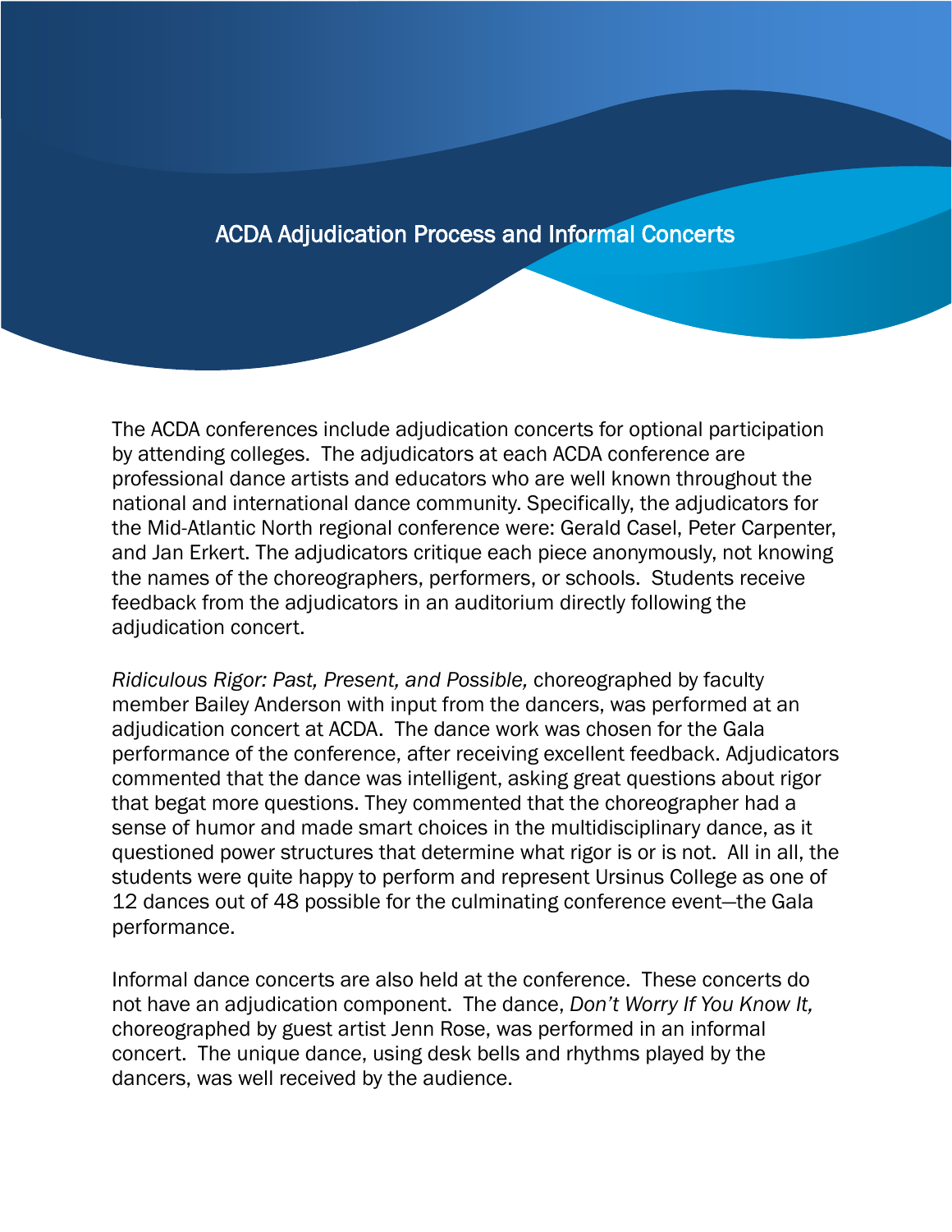# ACDA Adjudication Process and Informal Concerts

The ACDA conferences include adjudication concerts for optional participation by attending colleges. The adjudicators at each ACDA conference are professional dance artists and educators who are well known throughout the national and international dance community. Specifically, the adjudicators for the Mid-Atlantic North regional conference were: Gerald Casel, Peter Carpenter, and Jan Erkert. The adjudicators critique each piece anonymously, not knowing the names of the choreographers, performers, or schools. Students receive feedback from the adjudicators in an auditorium directly following the adjudication concert.

*Ridiculous Rigor: Past, Present, and Possible,* choreographed by faculty member Bailey Anderson with input from the dancers, was performed at an adjudication concert at ACDA. The dance work was chosen for the Gala performance of the conference, after receiving excellent feedback. Adjudicators commented that the dance was intelligent, asking great questions about rigor that begat more questions. They commented that the choreographer had a sense of humor and made smart choices in the multidisciplinary dance, as it questioned power structures that determine what rigor is or is not. All in all, the students were quite happy to perform and represent Ursinus College as one of 12 dances out of 48 possible for the culminating conference event—the Gala performance.

Informal dance concerts are also held at the conference. These concerts do not have an adjudication component. The dance, *Don't Worry If You Know It,* choreographed by guest artist Jenn Rose, was performed in an informal concert. The unique dance, using desk bells and rhythms played by the dancers, was well received by the audience.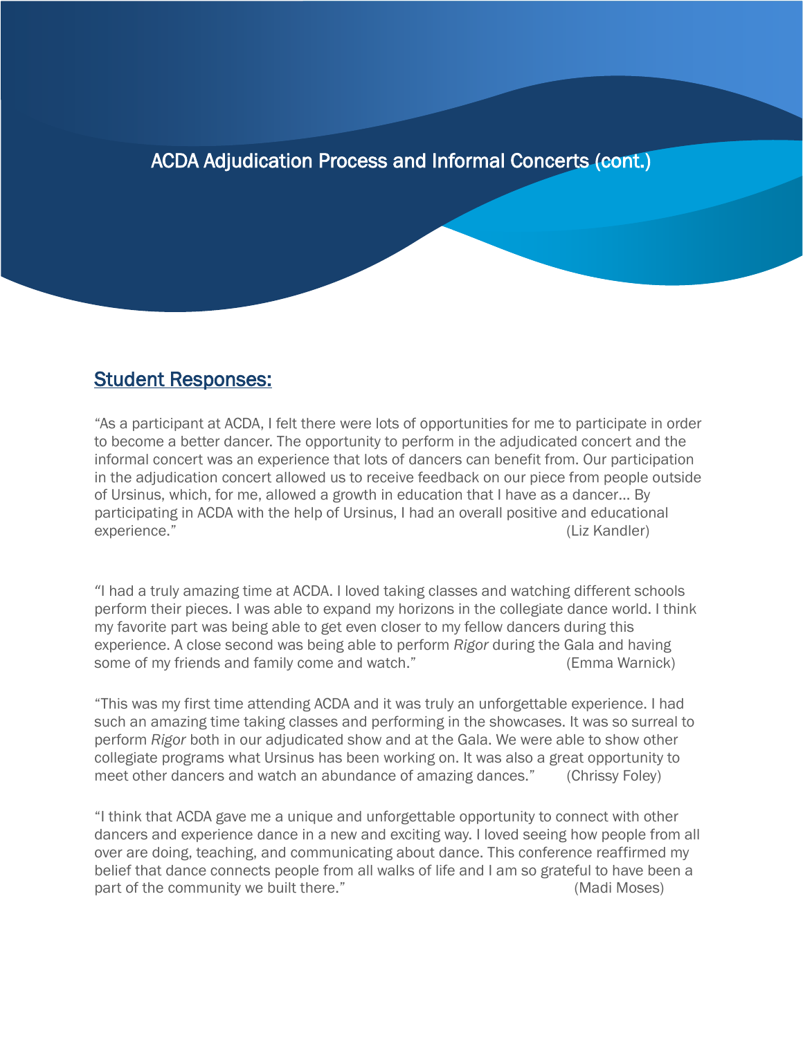# ACDA Adjudication Process and Informal Concerts (cont.)

## Student Responses:

"As a participant at ACDA, I felt there were lots of opportunities for me to participate in order to become a better dancer. The opportunity to perform in the adjudicated concert and the informal concert was an experience that lots of dancers can benefit from. Our participation in the adjudication concert allowed us to receive feedback on our piece from people outside of Ursinus, which, for me, allowed a growth in education that I have as a dancer… By participating in ACDA with the help of Ursinus, I had an overall positive and educational experience." (Liz Kandler)

"I had a truly amazing time at ACDA. I loved taking classes and watching different schools perform their pieces. I was able to expand my horizons in the collegiate dance world. I think my favorite part was being able to get even closer to my fellow dancers during this experience. A close second was being able to perform *Rigor* during the Gala and having some of my friends and family come and watch." (Emma Warnick)

"This was my first time attending ACDA and it was truly an unforgettable experience. I had such an amazing time taking classes and performing in the showcases. It was so surreal to perform *Rigor* both in our adjudicated show and at the Gala. We were able to show other collegiate programs what Ursinus has been working on. It was also a great opportunity to meet other dancers and watch an abundance of amazing dances." (Chrissy Foley)

"I think that ACDA gave me a unique and unforgettable opportunity to connect with other dancers and experience dance in a new and exciting way. I loved seeing how people from all over are doing, teaching, and communicating about dance. This conference reaffirmed my belief that dance connects people from all walks of life and I am so grateful to have been a part of the community we built there." (Madi Moses)